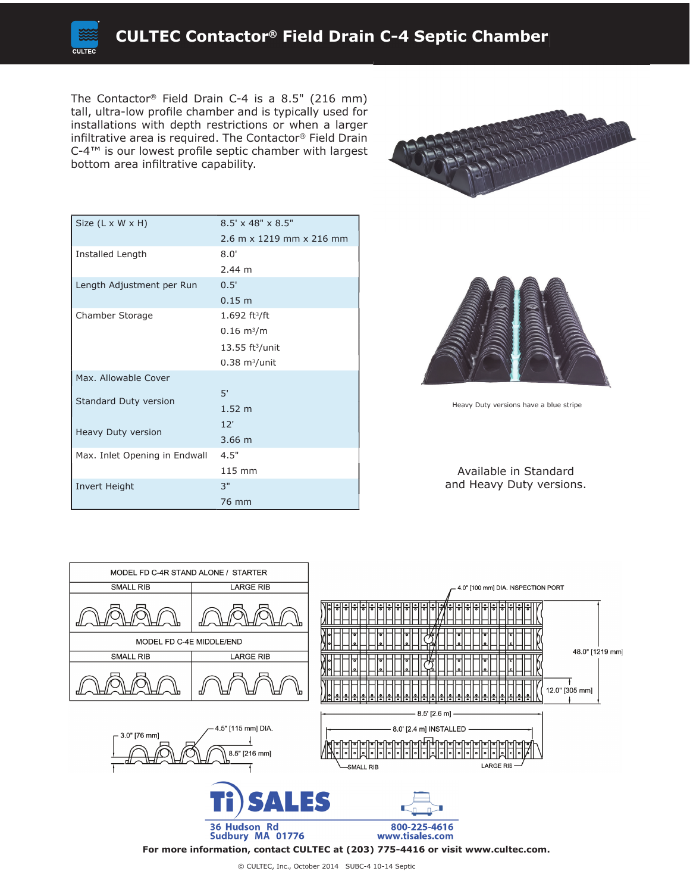# CULTEC Contactor® Field Drain C-4 Septic Chamber

The Contactor® Field Drain C-4 is a 8.5" (216 mm) tall, ultra-low profile chamber and is typically used for installations with depth restrictions or when a larger infiltrative area is required. The Contactor® Field Drain C-4™ is our lowest profile septic chamber with largest bottom area infiltrative capability.

| | |
|---|---|
| Size (L x W x H) | 8.5' x 48" x 8.5"<br>2.6 m x 1219 mm x 216 mm |
| Installed Length | 8.0'<br>2.44 m |
| Length Adjustment per Run | 0.5'<br>0.15 m |
| Chamber Storage | 1.692 ft³/ft<br>0.16 m³/m<br>13.55 ft³/unit<br>0.38 m³/unit |
| Max. Allowable Cover | |
| Standard Duty version | 5'<br>1.52 m |
| Heavy Duty version | 12'<br>3.66 m |
| Max. Inlet Opening in Endwall | 4.5"<br>115 mm |
| Invert Height | 3"<br>76 mm |

Heavy Duty versions have a blue stripe

Available in Standard and Heavy Duty versions.

MODEL FD C-4R STAND ALONE / STARTER

SMALL RIB | LARGE RIB

MODEL FD C-4E MIDDLE/END

SMALL RIB | LARGE RIB

3.0" [76 mm]
4.5" [115 mm] DIA.
8.5" [216 mm]

4.0" [100 mm] DIA. INSPECTION PORT
48.0" [1219 mm]
12.0" [305 mm]
8.5' [2.6 m]
8.0' [2.4 m] INSTALLED
SMALL RIB
LARGE RIB

**Ti SALES**
36 Hudson Rd
Sudbury MA 01776
800-225-4616
www.tisales.com

**For more information, contact CULTEC at (203) 775-4416 or visit www.cultec.com.**

© CULTEC, Inc., October 2014 SUBC-4 10-14 Septic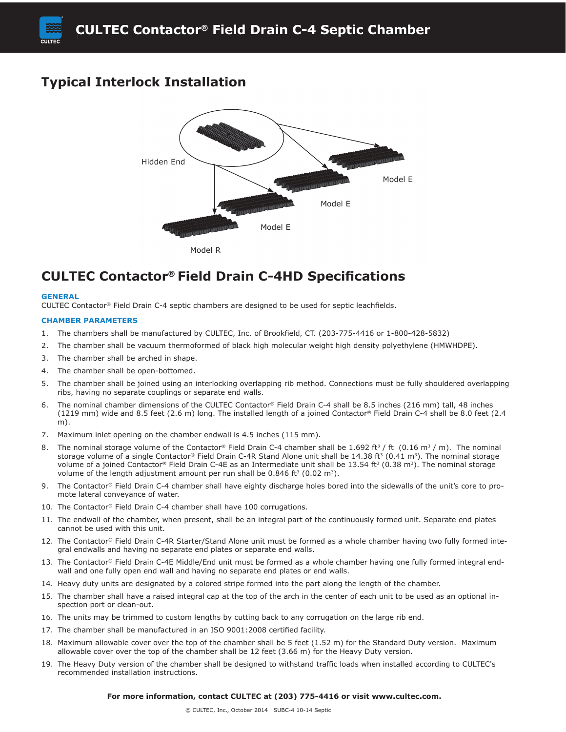# CULTEC Contactor® Field Drain C-4 Septic Chamber

## Typical Interlock Installation

Hidden End

Model E

Model E

Model E

Model R

## CULTEC Contactor® Field Drain C-4HD Specifications

**GENERAL**

CULTEC Contactor® Field Drain C-4 septic chambers are designed to be used for septic leachfields.

**CHAMBER PARAMETERS**

1. The chambers shall be manufactured by CULTEC, Inc. of Brookfield, CT. (203-775-4416 or 1-800-428-5832)
2. The chamber shall be vacuum thermoformed of black high molecular weight high density polyethylene (HMWHDPE).
3. The chamber shall be arched in shape.
4. The chamber shall be open-bottomed.
5. The chamber shall be joined using an interlocking overlapping rib method. Connections must be fully shouldered overlapping ribs, having no separate couplings or separate end walls.
6. The nominal chamber dimensions of the CULTEC Contactor® Field Drain C-4 shall be 8.5 inches (216 mm) tall, 48 inches (1219 mm) wide and 8.5 feet (2.6 m) long. The installed length of a joined Contactor® Field Drain C-4 shall be 8.0 feet (2.4 m).
7. Maximum inlet opening on the chamber endwall is 4.5 inches (115 mm).
8. The nominal storage volume of the Contactor® Field Drain C-4 chamber shall be 1.692 $ft^3$ / ft (0.16 $m^3$ / m). The nominal storage volume of a single Contactor® Field Drain C-4R Stand Alone unit shall be 14.38 $ft^3$ (0.41 $m^3$). The nominal storage volume of a joined Contactor® Field Drain C-4E as an Intermediate unit shall be 13.54 $ft^3$ (0.38 $m^3$). The nominal storage volume of the length adjustment amount per run shall be 0.846 $ft^3$ (0.02 $m^3$).
9. The Contactor® Field Drain C-4 chamber shall have eighty discharge holes bored into the sidewalls of the unit's core to promote lateral conveyance of water.
10. The Contactor® Field Drain C-4 chamber shall have 100 corrugations.
11. The endwall of the chamber, when present, shall be an integral part of the continuously formed unit. Separate end plates cannot be used with this unit.
12. The Contactor® Field Drain C-4R Starter/Stand Alone unit must be formed as a whole chamber having two fully formed integral endwalls and having no separate end plates or separate end walls.
13. The Contactor® Field Drain C-4E Middle/End unit must be formed as a whole chamber having one fully formed integral endwall and one fully open end wall and having no separate end plates or end walls.
14. Heavy duty units are designated by a colored stripe formed into the part along the length of the chamber.
15. The chamber shall have a raised integral cap at the top of the arch in the center of each unit to be used as an optional inspection port or clean-out.
16. The units may be trimmed to custom lengths by cutting back to any corrugation on the large rib end.
17. The chamber shall be manufactured in an ISO 9001:2008 certified facility.
18. Maximum allowable cover over the top of the chamber shall be 5 feet (1.52 m) for the Standard Duty version. Maximum allowable cover over the top of the chamber shall be 12 feet (3.66 m) for the Heavy Duty version.
19. The Heavy Duty version of the chamber shall be designed to withstand traffic loads when installed according to CULTEC's recommended installation instructions.

**For more information, contact CULTEC at (203) 775-4416 or visit www.cultec.com.**

© CULTEC, Inc., October 2014 SUBC-4 10-14 Septic